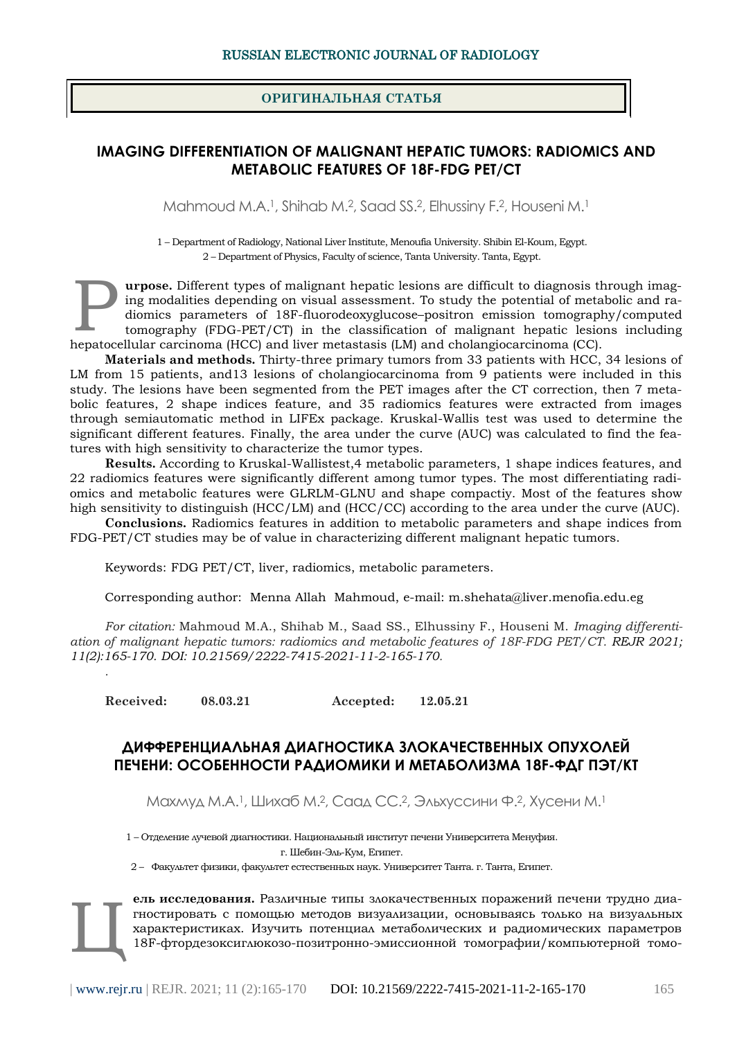RUSSIAN ELECTRONIC JOURNAL OF RADIOLOGY

**ОРИГИНАЛЬНАЯ СТАТЬЯ**

## IMAGING DIFFERENTIATION OF MALIGNANT HEPATIC TUMORS: RADIOMICS AND METABOLIC FEATURES OF 18F-FDG PET/CT

Mahmoud M.A.[1], Shihab M.[2], Saad SS.[2], Elhussiny F.[2], Houseni M.[1]

1 – Department of Radiology, National Liver Institute, Menoufia University. Shibin El-Koum, Egypt.
2 – Department of Physics, Faculty of science, Tanta University. Tanta, Egypt.

**Purpose.** Different types of malignant hepatic lesions are difficult to diagnosis through imaging modalities depending on visual assessment. To study the potential of metabolic and radiomics parameters of 18F-fluorodeoxyglucose–positron emission tomography/computed tomography (FDG-PET/CT) in the classification of malignant hepatic lesions including hepatocellular carcinoma (HCC) and liver metastasis (LM) and cholangiocarcinoma (CC).

**Materials and methods.** Thirty-three primary tumors from 33 patients with HCC, 34 lesions of LM from 15 patients, and13 lesions of cholangiocarcinoma from 9 patients were included in this study. The lesions have been segmented from the PET images after the CT correction, then 7 metabolic features, 2 shape indices feature, and 35 radiomics features were extracted from images through semiautomatic method in LIFEx package. Kruskal-Wallis test was used to determine the significant different features. Finally, the area under the curve (AUC) was calculated to find the features with high sensitivity to characterize the tumor types.

**Results.** According to Kruskal-Wallistest,4 metabolic parameters, 1 shape indices features, and 22 radiomics features were significantly different among tumor types. The most differentiating radiomics and metabolic features were GLRLM-GLNU and shape compactiy. Most of the features show high sensitivity to distinguish (HCC/LM) and (HCC/CC) according to the area under the curve (AUC).

**Conclusions.** Radiomics features in addition to metabolic parameters and shape indices from FDG-PET/CT studies may be of value in characterizing different malignant hepatic tumors.

Keywords: FDG PET/CT, liver, radiomics, metabolic parameters.

Corresponding author: Menna Allah Mahmoud, e-mail: m.shehata@liver.menofia.edu.eg

*For citation:* Mahmoud M.A., Shihab M., Saad SS., Elhussiny F., Houseni M. *Imaging differentiation of malignant hepatic tumors: radiomics and metabolic features of 18F-FDG PET/CT. REJR 2021; 11(2):165-170. DOI: 10.21569/2222-7415-2021-11-2-165-170.*

**Received:** **08.03.21** **Accepted:** **12.05.21**

## ДИФФЕРЕНЦИАЛЬНАЯ ДИАГНОСТИКА ЗЛОКАЧЕСТВЕННЫХ ОПУХОЛЕЙ ПЕЧЕНИ: ОСОБЕННОСТИ РАДИОМИКИ И МЕТАБОЛИЗМА 18F-ФДГ ПЭТ/КТ

Махмуд М.А.[1], Шихаб М.[2], Саад СС.[2], Эльхуссини Ф.[2], Хусени М.[1]

1 – Отделение лучевой диагностики. Национальный институт печени Университета Менуфия. г. Шебин-Эль-Кум, Египет.
2 – Факультет физики, факультет естественных наук. Университет Танта. г. Танта, Египет.

**Цель исследования.** Различные типы злокачественных поражений печени трудно диагностировать с помощью методов визуализации, основываясь только на визуальных характеристиках. Изучить потенциал метаболических и радиомических параметров 18F-фтордезоксиглюкозо-позитронно-эмиссионной томографии/компьютерной томо-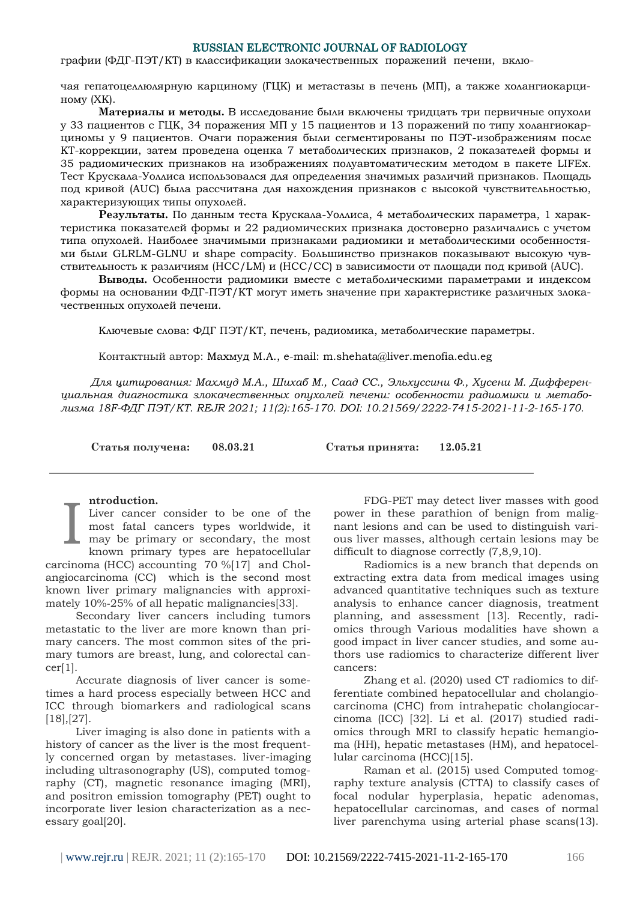графии (ФДГ-ПЭТ/КТ) в классификации злокачественных поражений печени, вклю-

чая гепатоцеллюлярную карциному (ГЦК) и метастазы в печень (МП), а также холангиокарциному (ХК).

**Материалы и методы.** В исследование были включены тридцать три первичные опухоли у 33 пациентов с ГЦК, 34 поражения МП у 15 пациентов и 13 поражений по типу холангиокарциномы у 9 пациентов. Очаги поражения были сегментированы по ПЭТ-изображениям после КТ-коррекции, затем проведена оценка 7 метаболических признаков, 2 показателей формы и 35 радиомических признаков на изображениях полуавтоматическим методом в пакете LIFEx. Тест Крускала-Уоллиса использовался для определения значимых различий признаков. Площадь под кривой (AUC) была рассчитана для нахождения признаков с высокой чувствительностью, характеризующих типы опухолей.

**Результаты.** По данным теста Крускала-Уоллиса, 4 метаболических параметра, 1 характеристика показателей формы и 22 радиомических признака достоверно различались с учетом типа опухолей. Наиболее значимыми признаками радиомики и метаболическими особенностями были GLRLM-GLNU и shape compacity. Большинство признаков показывают высокую чувствительность к различиям (HCC/LM) и (HCC/CC) в зависимости от площади под кривой (AUC).

**Выводы.** Особенности радиомики вместе с метаболическими параметрами и индексом формы на основании ФДГ-ПЭТ/КТ могут иметь значение при характеристике различных злокачественных опухолей печени.

Ключевые слова: ФДГ ПЭТ/КТ, печень, радиомика, метаболические параметры.

Контактный автор: Махмуд М.А., e-mail: m.shehata@liver.menofia.edu.eg

*Для цитирования: Махмуд М.А., Шихаб М., Саад СС., Эльхуссини Ф., Хусени М. Дифференциальная диагностика злокачественных опухолей печени: особенности радиомики и метаболизма 18F-ФДГ ПЭТ/КТ. REJR 2021; 11(2):165-170. DOI: 10.21569/2222-7415-2021-11-2-165-170.*

**Статья получена: 08.03.21** **Статья принята: 12.05.21**

---

**Introduction.**

Liver cancer consider to be one of the most fatal cancers types worldwide, it may be primary or secondary, the most known primary types are hepatocellular carcinoma (HCC) accounting 70 %[17] and Cholangiocarcinoma (CC) which is the second most known liver primary malignancies with approximately 10%-25% of all hepatic malignancies[33].

Secondary liver cancers including tumors metastatic to the liver are more known than primary cancers. The most common sites of the primary tumors are breast, lung, and colorectal cancer[1].

Accurate diagnosis of liver cancer is sometimes a hard process especially between HCC and ICC through biomarkers and radiological scans [18],[27].

Liver imaging is also done in patients with a history of cancer as the liver is the most frequently concerned organ by metastases. liver-imaging including ultrasonography (US), computed tomography (CT), magnetic resonance imaging (MRI), and positron emission tomography (PET) ought to incorporate liver lesion characterization as a necessary goal[20].

FDG-PET may detect liver masses with good power in these parathion of benign from malignant lesions and can be used to distinguish various liver masses, although certain lesions may be difficult to diagnose correctly (7,8,9,10).

Radiomics is a new branch that depends on extracting extra data from medical images using advanced quantitative techniques such as texture analysis to enhance cancer diagnosis, treatment planning, and assessment [13]. Recently, radiomics through Various modalities have shown a good impact in liver cancer studies, and some authors use radiomics to characterize different liver cancers:

Zhang et al. (2020) used CT radiomics to differentiate combined hepatocellular and cholangiocarcinoma (CHC) from intrahepatic cholangiocarcinoma (ICC) [32]. Li et al. (2017) studied radiomics through MRI to classify hepatic hemangioma (HH), hepatic metastases (HM), and hepatocellular carcinoma (HCC)[15].

Raman et al. (2015) used Computed tomography texture analysis (CTTA) to classify cases of focal nodular hyperplasia, hepatic adenomas, hepatocellular carcinomas, and cases of normal liver parenchyma using arterial phase scans(13).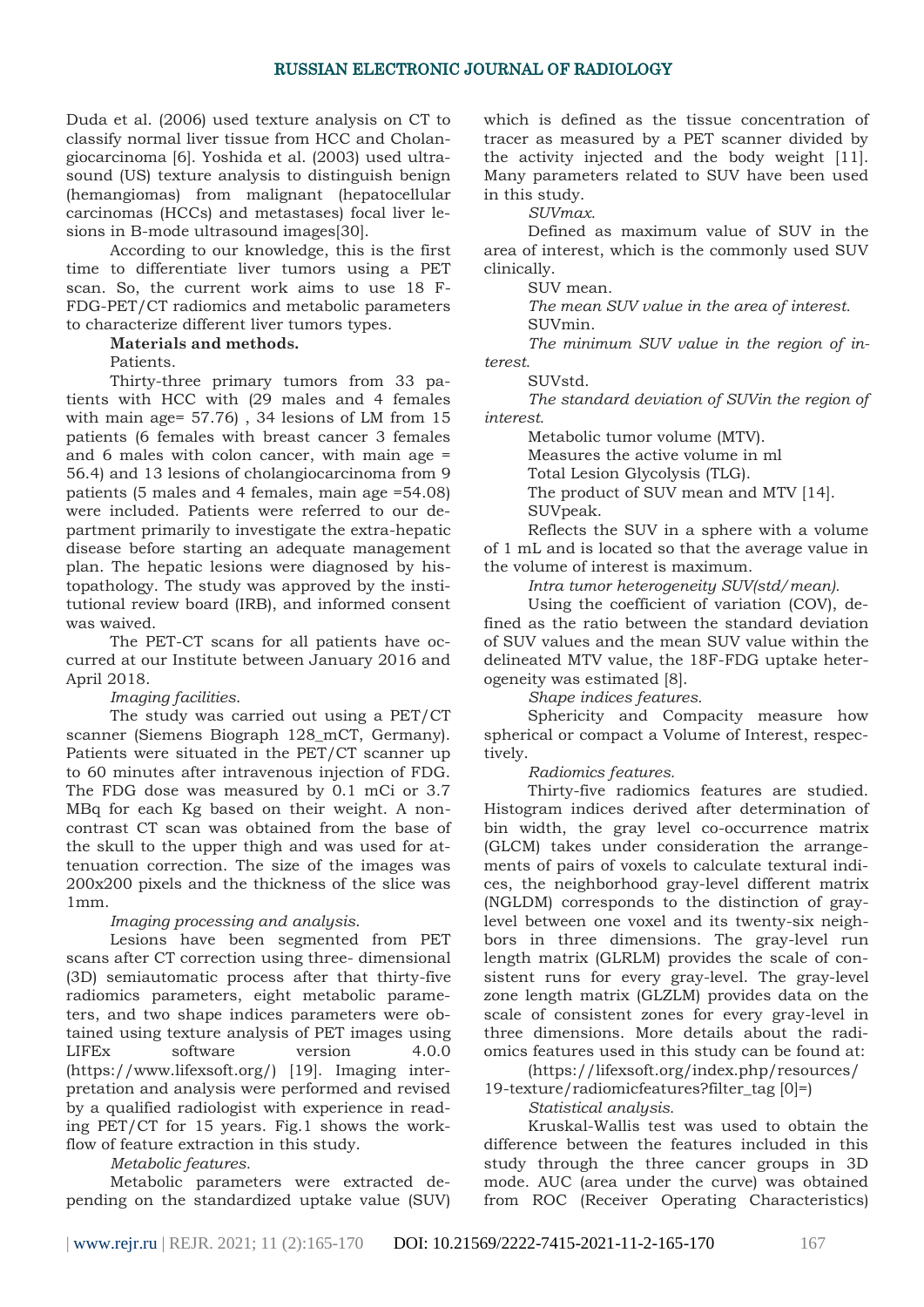Duda et al. (2006) used texture analysis on CT to classify normal liver tissue from HCC and Cholangiocarcinoma [6]. Yoshida et al. (2003) used ultrasound (US) texture analysis to distinguish benign (hemangiomas) from malignant (hepatocellular carcinomas (HCCs) and metastases) focal liver lesions in B-mode ultrasound images[30].

According to our knowledge, this is the first time to differentiate liver tumors using a PET scan. So, the current work aims to use 18 F-FDG-PET/CT radiomics and metabolic parameters to characterize different liver tumors types.

**Materials and methods.**

Patients.

Thirty-three primary tumors from 33 patients with HCC with (29 males and 4 females with main age= 57.76) , 34 lesions of LM from 15 patients (6 females with breast cancer 3 females and 6 males with colon cancer, with main age = 56.4) and 13 lesions of cholangiocarcinoma from 9 patients (5 males and 4 females, main age =54.08) were included. Patients were referred to our department primarily to investigate the extra-hepatic disease before starting an adequate management plan. The hepatic lesions were diagnosed by histopathology. The study was approved by the institutional review board (IRB), and informed consent was waived.

The PET-CT scans for all patients have occurred at our Institute between January 2016 and April 2018.

*Imaging facilities.*

The study was carried out using a PET/CT scanner (Siemens Biograph 128_mCT, Germany). Patients were situated in the PET/CT scanner up to 60 minutes after intravenous injection of FDG. The FDG dose was measured by 0.1 mCi or 3.7 MBq for each Kg based on their weight. A non-contrast CT scan was obtained from the base of the skull to the upper thigh and was used for attenuation correction. The size of the images was 200x200 pixels and the thickness of the slice was 1mm.

*Imaging processing and analysis.*

Lesions have been segmented from PET scans after CT correction using three- dimensional (3D) semiautomatic process after that thirty-five radiomics parameters, eight metabolic parameters, and two shape indices parameters were obtained using texture analysis of PET images using LIFEx software version 4.0.0 (https://www.lifexsoft.org/) [19]. Imaging interpretation and analysis were performed and revised by a qualified radiologist with experience in reading PET/CT for 15 years. Fig.1 shows the workflow of feature extraction in this study.

*Metabolic features.*

Metabolic parameters were extracted depending on the standardized uptake value (SUV) which is defined as the tissue concentration of tracer as measured by a PET scanner divided by the activity injected and the body weight [11]. Many parameters related to SUV have been used in this study.

*SUVmax.*

Defined as maximum value of SUV in the area of interest, which is the commonly used SUV clinically.

SUV mean.

*The mean SUV value in the area of interest.*

SUVmin.

*The minimum SUV value in the region of interest.*

SUVstd.

*The standard deviation of SUVin the region of interest.*

Metabolic tumor volume (MTV).

Measures the active volume in ml

Total Lesion Glycolysis (TLG).

The product of SUV mean and MTV [14].

SUVpeak.

Reflects the SUV in a sphere with a volume of 1 mL and is located so that the average value in the volume of interest is maximum.

*Intra tumor heterogeneity SUV(std/mean).*

Using the coefficient of variation (COV), defined as the ratio between the standard deviation of SUV values and the mean SUV value within the delineated MTV value, the 18F-FDG uptake heterogeneity was estimated [8].

*Shape indices features.*

Sphericity and Compacity measure how spherical or compact a Volume of Interest, respectively.

*Radiomics features.*

Thirty-five radiomics features are studied. Histogram indices derived after determination of bin width, the gray level co-occurrence matrix (GLCM) takes under consideration the arrangements of pairs of voxels to calculate textural indices, the neighborhood gray-level different matrix (NGLDM) corresponds to the distinction of gray-level between one voxel and its twenty-six neighbors in three dimensions. The gray-level run length matrix (GLRLM) provides the scale of consistent runs for every gray-level. The gray-level zone length matrix (GLZLM) provides data on the scale of consistent zones for every gray-level in three dimensions. More details about the radiomics features used in this study can be found at:

(https://lifexsoft.org/index.php/resources/19-texture/radiomicfeatures?filter_tag [0]=)

*Statistical analysis.*

Kruskal-Wallis test was used to obtain the difference between the features included in this study through the three cancer groups in 3D mode. AUC (area under the curve) was obtained from ROC (Receiver Operating Characteristics)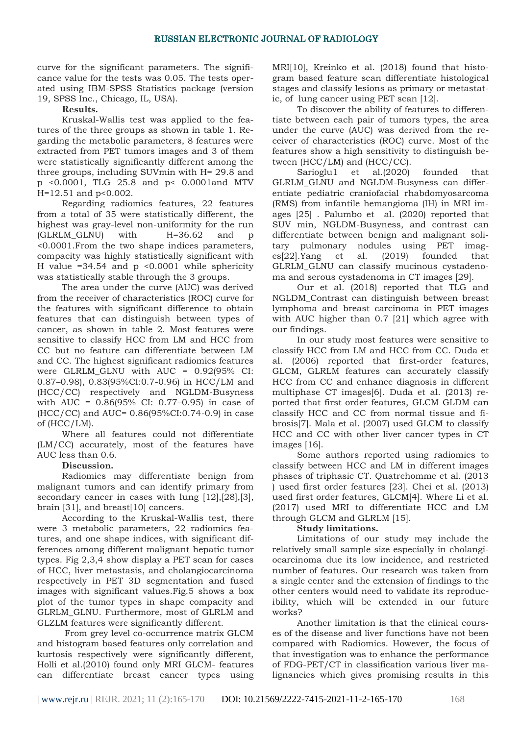curve for the significant parameters. The significance value for the tests was 0.05. The tests operated using IBM-SPSS Statistics package (version 19, SPSS Inc., Chicago, IL, USA).

**Results.**

Kruskal-Wallis test was applied to the features of the three groups as shown in table 1. Regarding the metabolic parameters, 8 features were extracted from PET tumors images and 3 of them were statistically significantly different among the three groups, including SUVmin with H= 29.8 and p <0.0001, TLG 25.8 and p< 0.0001and MTV H=12.51 and p<0.002.

Regarding radiomics features, 22 features from a total of 35 were statistically different, the highest was gray-level non-uniformity for the run (GLRLM_GLNU) with H=36.62 and p <0.0001.From the two shape indices parameters, compacity was highly statistically significant with H value =34.54 and p <0.0001 while sphericity was statistically stable through the 3 groups.

The area under the curve (AUC) was derived from the receiver of characteristics (ROC) curve for the features with significant difference to obtain features that can distinguish between types of cancer, as shown in table 2. Most features were sensitive to classify HCC from LM and HCC from CC but no feature can differentiate between LM and CC. The highest significant radiomics features were GLRLM_GLNU with AUC = 0.92(95% CI: 0.87–0.98), 0.83(95%CI:0.7-0.96) in HCC/LM and (HCC/CC) respectively and NGLDM-Busyness with AUC = 0.86(95% CI: 0.77–0.95) in case of (HCC/CC) and AUC= 0.86(95%CI:0.74-0.9) in case of (HCC/LM).

Where all features could not differentiate (LM/CC) accurately, most of the features have AUC less than 0.6.

**Discussion.**

Radiomics may differentiate benign from malignant tumors and can identify primary from secondary cancer in cases with lung [12],[28],[3], brain [31], and breast[10] cancers.

According to the Kruskal-Wallis test, there were 3 metabolic parameters, 22 radiomics features, and one shape indices, with significant differences among different malignant hepatic tumor types. Fig 2,3,4 show display a PET scan for cases of HCC, liver metastasis, and cholangiocarcinoma respectively in PET 3D segmentation and fused images with significant values.Fig.5 shows a box plot of the tumor types in shape compacity and GLRLM_GLNU. Furthermore, most of GLRLM and GLZLM features were significantly different.

From grey level co-occurrence matrix GLCM and histogram based features only correlation and kurtosis respectively were significantly different, Holli et al.(2010) found only MRI GLCM- features can differentiate breast cancer types using MRI[10], Kreinko et al. (2018) found that histogram based feature scan differentiate histological stages and classify lesions as primary or metastatic, of lung cancer using PET scan [12].

To discover the ability of features to differentiate between each pair of tumors types, the area under the curve (AUC) was derived from the receiver of characteristics (ROC) curve. Most of the features show a high sensitivity to distinguish between (HCC/LM) and (HCC/CC).

Sarioglu1 et al.(2020) founded that GLRLM_GLNU and NGLDM-Busyness can differentiate pediatric craniofacial rhabdomyosarcoma (RMS) from infantile hemangioma (IH) in MRI images [25] . Palumbo et al. (2020) reported that SUV min, NGLDM-Busyness, and contrast can differentiate between benign and malignant solitary pulmonary nodules using PET images[22].Yang et al. (2019) founded that GLRLM_GLNU can classify mucinous cystadenoma and serous cystadenoma in CT images [29].

Our et al. (2018) reported that TLG and NGLDM_Contrast can distinguish between breast lymphoma and breast carcinoma in PET images with AUC higher than 0.7 [21] which agree with our findings.

In our study most features were sensitive to classify HCC from LM and HCC from CC. Duda et al. (2006) reported that first-order features, GLCM, GLRLM features can accurately classify HCC from CC and enhance diagnosis in different multiphase CT images[6]. Duda et al. (2013) reported that first order features, GLCM GLDM can classify HCC and CC from normal tissue and fibrosis[7]. Mala et al. (2007) used GLCM to classify HCC and CC with other liver cancer types in CT images [16].

Some authors reported using radiomics to classify between HCC and LM in different images phases of triphasic CT. Quatrehomme et al. (2013 ) used first order features [23]. Chei et al. (2013) used first order features, GLCM[4]. Where Li et al. (2017) used MRI to differentiate HCC and LM through GLCM and GLRLM [15].

**Study limitations.**

Limitations of our study may include the relatively small sample size especially in cholangiocarcinoma due its low incidence, and restricted number of features. Our research was taken from a single center and the extension of findings to the other centers would need to validate its reproducibility, which will be extended in our future works?

Another limitation is that the clinical courses of the disease and liver functions have not been compared with Radiomics. However, the focus of that investigation was to enhance the performance of FDG-PET/CT in classification various liver malignancies which gives promising results in this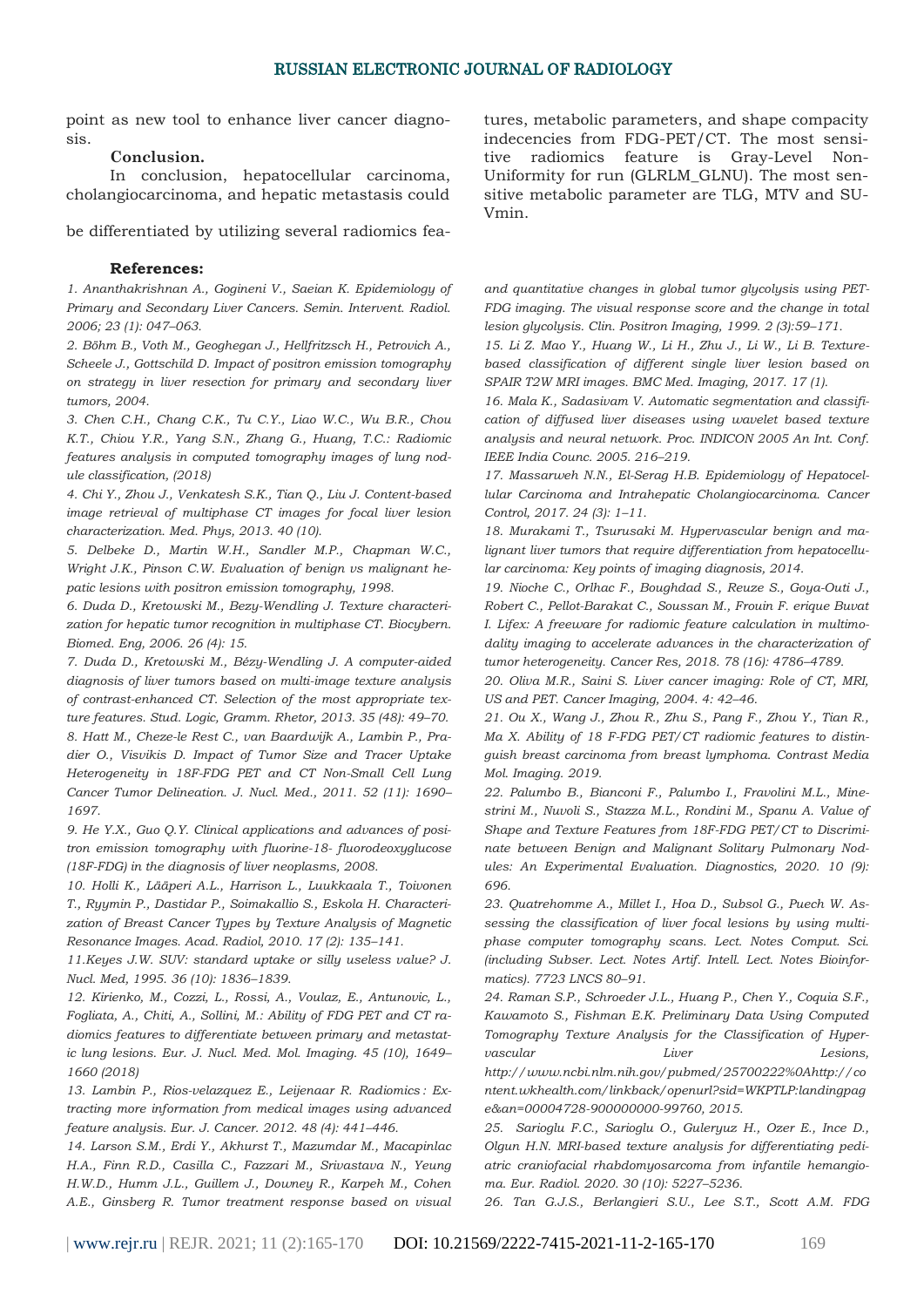point as new tool to enhance liver cancer diagnosis.

**Conclusion.**

In conclusion, hepatocellular carcinoma, cholangiocarcinoma, and hepatic metastasis could be differentiated by utilizing several radiomics features, metabolic parameters, and shape compacity indecencies from FDG-PET/CT. The most sensitive radiomics feature is Gray-Level Non-Uniformity for run (GLRLM_GLNU). The most sensitive metabolic parameter are TLG, MTV and SUVmin.

**References:**

*1. Ananthakrishnan A., Gogineni V., Saeian K. Epidemiology of Primary and Secondary Liver Cancers. Semin. Intervent. Radiol. 2006; 23 (1): 047–063.*

*2. Böhm B., Voth M., Geoghegan J., Hellfritzsch H., Petrovich A., Scheele J., Gottschild D. Impact of positron emission tomography on strategy in liver resection for primary and secondary liver tumors, 2004.*

*3. Chen C.H., Chang C.K., Tu C.Y., Liao W.C., Wu B.R., Chou K.T., Chiou Y.R., Yang S.N., Zhang G., Huang, T.C.: Radiomic features analysis in computed tomography images of lung nodule classification, (2018)*

*4. Chi Y., Zhou J., Venkatesh S.K., Tian Q., Liu J. Content-based image retrieval of multiphase CT images for focal liver lesion characterization. Med. Phys, 2013. 40 (10).*

*5. Delbeke D., Martin W.H., Sandler M.P., Chapman W.C., Wright J.K., Pinson C.W. Evaluation of benign vs malignant hepatic lesions with positron emission tomography, 1998.*

*6. Duda D., Kretowski M., Bezy-Wendling J. Texture characterization for hepatic tumor recognition in multiphase CT. Biocybern. Biomed. Eng, 2006. 26 (4): 15.*

*7. Duda D., Kretowski M., Bézy-Wendling J. A computer-aided diagnosis of liver tumors based on multi-image texture analysis of contrast-enhanced CT. Selection of the most appropriate texture features. Stud. Logic, Gramm. Rhetor, 2013. 35 (48): 49–70.*

*8. Hatt M., Cheze-le Rest C., van Baardwijk A., Lambin P., Pradier O., Visvikis D. Impact of Tumor Size and Tracer Uptake Heterogeneity in 18F-FDG PET and CT Non-Small Cell Lung Cancer Tumor Delineation. J. Nucl. Med., 2011. 52 (11): 1690–1697.*

*9. He Y.X., Guo Q.Y. Clinical applications and advances of positron emission tomography with fluorine-18- fluorodeoxyglucose (18F-FDG) in the diagnosis of liver neoplasms, 2008.*

*10. Holli K., Lääperi A.L., Harrison L., Luukkaala T., Toivonen T., Ryymin P., Dastidar P., Soimakallio S., Eskola H. Characterization of Breast Cancer Types by Texture Analysis of Magnetic Resonance Images. Acad. Radiol, 2010. 17 (2): 135–141.*

*11.Keyes J.W. SUV: standard uptake or silly useless value? J. Nucl. Med, 1995. 36 (10): 1836–1839.*

*12. Kirienko, M., Cozzi, L., Rossi, A., Voulaz, E., Antunovic, L., Fogliata, A., Chiti, A., Sollini, M.: Ability of FDG PET and CT radiomics features to differentiate between primary and metastatic lung lesions. Eur. J. Nucl. Med. Mol. Imaging. 45 (10), 1649–1660 (2018)*

*13. Lambin P., Rios-velazquez E., Leijenaar R. Radiomics: Extracting more information from medical images using advanced feature analysis. Eur. J. Cancer. 2012. 48 (4): 441–446.*

*14. Larson S.M., Erdi Y., Akhurst T., Mazumdar M., Macapinlac H.A., Finn R.D., Casilla C., Fazzari M., Srivastava N., Yeung H.W.D., Humm J.L., Guillem J., Downey R., Karpeh M., Cohen A.E., Ginsberg R. Tumor treatment response based on visual and quantitative changes in global tumor glycolysis using PET-FDG imaging. The visual response score and the change in total lesion glycolysis. Clin. Positron Imaging, 1999. 2 (3):59–171.*

*15. Li Z. Mao Y., Huang W., Li H., Zhu J., Li W., Li B. Texture-based classification of different single liver lesion based on SPAIR T2W MRI images. BMC Med. Imaging, 2017. 17 (1).*

*16. Mala K., Sadasivam V. Automatic segmentation and classification of diffused liver diseases using wavelet based texture analysis and neural network. Proc. INDICON 2005 An Int. Conf. IEEE India Counc. 2005. 216–219.*

*17. Massarweh N.N., El-Serag H.B. Epidemiology of Hepatocellular Carcinoma and Intrahepatic Cholangiocarcinoma. Cancer Control, 2017. 24 (3): 1–11.*

*18. Murakami T., Tsurusaki M. Hypervascular benign and malignant liver tumors that require differentiation from hepatocellular carcinoma: Key points of imaging diagnosis, 2014.*

*19. Nioche C., Orlhac F., Boughdad S., Reuze S., Goya-Outi J., Robert C., Pellot-Barakat C., Soussan M., Frouin F. erique Buvat I. Lifex: A freeware for radiomic feature calculation in multimodality imaging to accelerate advances in the characterization of tumor heterogeneity. Cancer Res, 2018. 78 (16): 4786–4789.*

*20. Oliva M.R., Saini S. Liver cancer imaging: Role of CT, MRI, US and PET. Cancer Imaging, 2004. 4: 42–46.*

*21. Ou X., Wang J., Zhou R., Zhu S., Pang F., Zhou Y., Tian R., Ma X. Ability of 18 F-FDG PET/CT radiomic features to distinguish breast carcinoma from breast lymphoma. Contrast Media Mol. Imaging. 2019.*

*22. Palumbo B., Bianconi F., Palumbo I., Fravolini M.L., Minestrini M., Nuvoli S., Stazza M.L., Rondini M., Spanu A. Value of Shape and Texture Features from 18F-FDG PET/CT to Discriminate between Benign and Malignant Solitary Pulmonary Nodules: An Experimental Evaluation. Diagnostics, 2020. 10 (9): 696.*

*23. Quatrehomme A., Millet I., Hoa D., Subsol G., Puech W. Assessing the classification of liver focal lesions by using multiphase computer tomography scans. Lect. Notes Comput. Sci. (including Subser. Lect. Notes Artif. Intell. Lect. Notes Bioinformatics). 7723 LNCS 80–91.*

*24. Raman S.P., Schroeder J.L., Huang P., Chen Y., Coquia S.F., Kawamoto S., Fishman E.K. Preliminary Data Using Computed Tomography Texture Analysis for the Classification of Hypervascular Liver Lesions, http://www.ncbi.nlm.nih.gov/pubmed/25700222%0Ahttp://content.wkhealth.com/linkback/openurl?sid=WKPTLP:landingpage&an=00004728-900000000-99760, 2015.*

*25. Sarioglu F.C., Sarioglu O., Guleryuz H., Ozer E., Ince D., Olgun H.N. MRI-based texture analysis for differentiating pediatric craniofacial rhabdomyosarcoma from infantile hemangioma. Eur. Radiol. 2020. 30 (10): 5227–5236.*

*26. Tan G.J.S., Berlangieri S.U., Lee S.T., Scott A.M. FDG*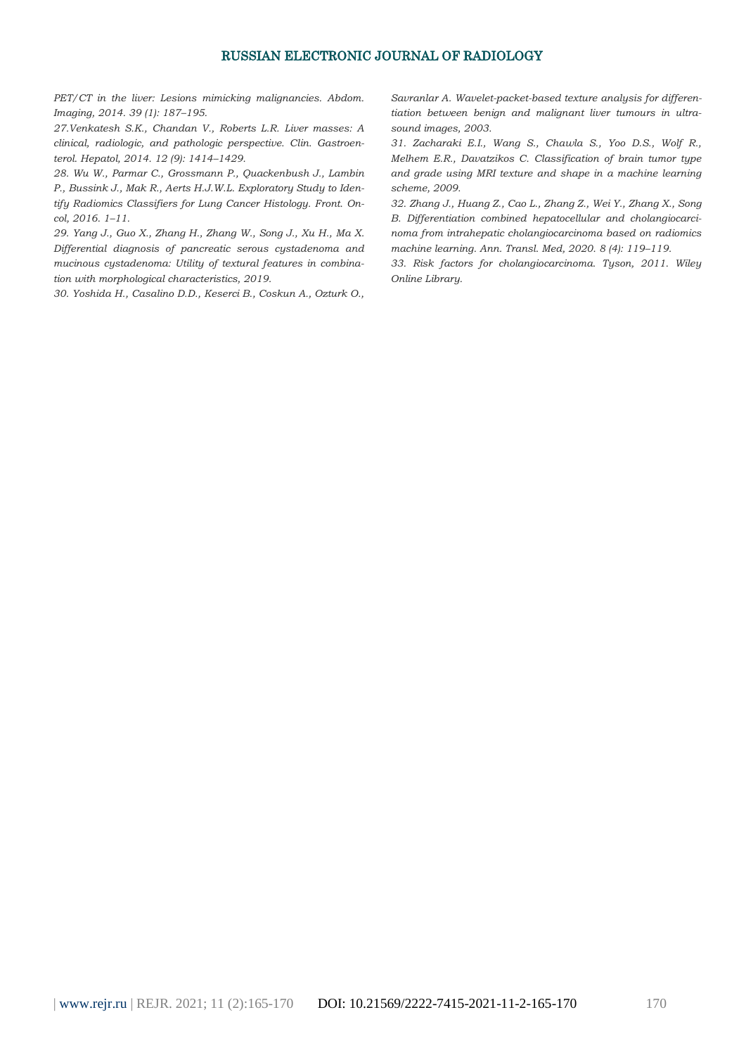*PET/CT in the liver: Lesions mimicking malignancies. Abdom. Imaging, 2014. 39 (1): 187–195.*

*27.Venkatesh S.K., Chandan V., Roberts L.R. Liver masses: A clinical, radiologic, and pathologic perspective. Clin. Gastroenterol. Hepatol, 2014. 12 (9): 1414–1429.*

*28. Wu W., Parmar C., Grossmann P., Quackenbush J., Lambin P., Bussink J., Mak R., Aerts H.J.W.L. Exploratory Study to Identify Radiomics Classifiers for Lung Cancer Histology. Front. Oncol, 2016. 1–11.*

*29. Yang J., Guo X., Zhang H., Zhang W., Song J., Xu H., Ma X. Differential diagnosis of pancreatic serous cystadenoma and mucinous cystadenoma: Utility of textural features in combination with morphological characteristics, 2019.*

*30. Yoshida H., Casalino D.D., Keserci B., Coskun A., Ozturk O., Savranlar A. Wavelet-packet-based texture analysis for differentiation between benign and malignant liver tumours in ultrasound images, 2003.*

*31. Zacharaki E.I., Wang S., Chawla S., Yoo D.S., Wolf R., Melhem E.R., Davatzikos C. Classification of brain tumor type and grade using MRI texture and shape in a machine learning scheme, 2009.*

*32. Zhang J., Huang Z., Cao L., Zhang Z., Wei Y., Zhang X., Song B. Differentiation combined hepatocellular and cholangiocarcinoma from intrahepatic cholangiocarcinoma based on radiomics machine learning. Ann. Transl. Med, 2020. 8 (4): 119–119.*

*33. Risk factors for cholangiocarcinoma. Tyson, 2011. Wiley Online Library.*